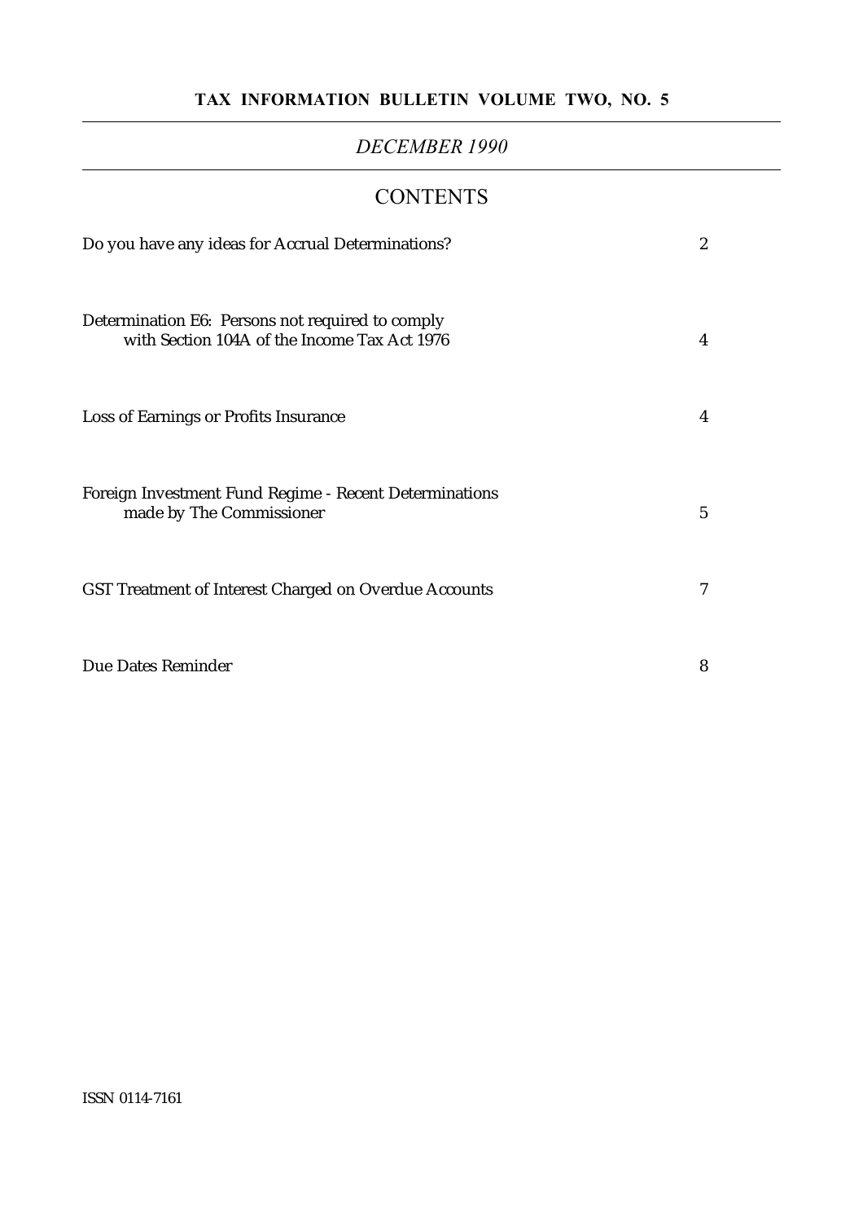# TAX INFORMATION BULLETIN VOLUME TWO, NO. 5

*DECEMBER 1990*

## CONTENTS

| | |
|---|---|
| Do you have any ideas for Accrual Determinations? | 2 |
| Determination E6: Persons not required to comply with Section 104A of the Income Tax Act 1976 | 4 |
| Loss of Earnings or Profits Insurance | 4 |
| Foreign Investment Fund Regime - Recent Determinations made by The Commissioner | 5 |
| GST Treatment of Interest Charged on Overdue Accounts | 7 |
| Due Dates Reminder | 8 |

ISSN 0114-7161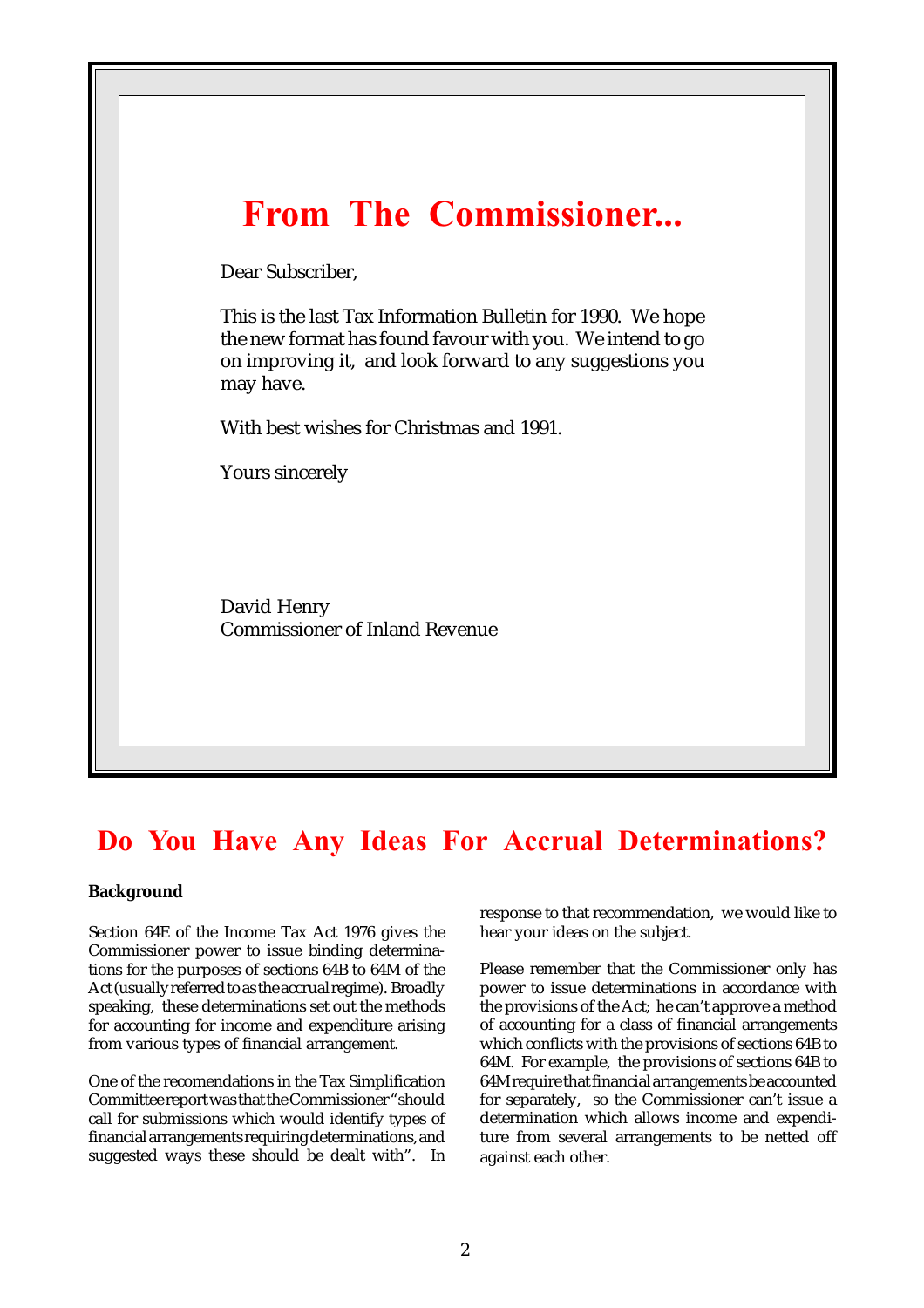# From The Commissioner...

Dear Subscriber,

This is the last Tax Information Bulletin for 1990. We hope the new format has found favour with you. We intend to go on improving it, and look forward to any suggestions you may have.

With best wishes for Christmas and 1991.

Yours sincerely

David Henry
Commissioner of Inland Revenue

# Do You Have Any Ideas For Accrual Determinations?

**Background**

Section 64E of the Income Tax Act 1976 gives the Commissioner power to issue binding determinations for the purposes of sections 64B to 64M of the Act (usually referred to as the accrual regime). Broadly speaking, these determinations set out the methods for accounting for income and expenditure arising from various types of financial arrangement.

One of the recomendations in the Tax Simplification Committee report was that the Commissioner "should call for submissions which would identify types of financial arrangements requiring determinations, and suggested ways these should be dealt with". In response to that recommendation, we would like to hear your ideas on the subject.

Please remember that the Commissioner only has power to issue determinations in accordance with the provisions of the Act; he can't approve a method of accounting for a class of financial arrangements which conflicts with the provisions of sections 64B to 64M. For example, the provisions of sections 64B to 64M require that financial arrangements be accounted for separately, so the Commissioner can't issue a determination which allows income and expenditure from several arrangements to be netted off against each other.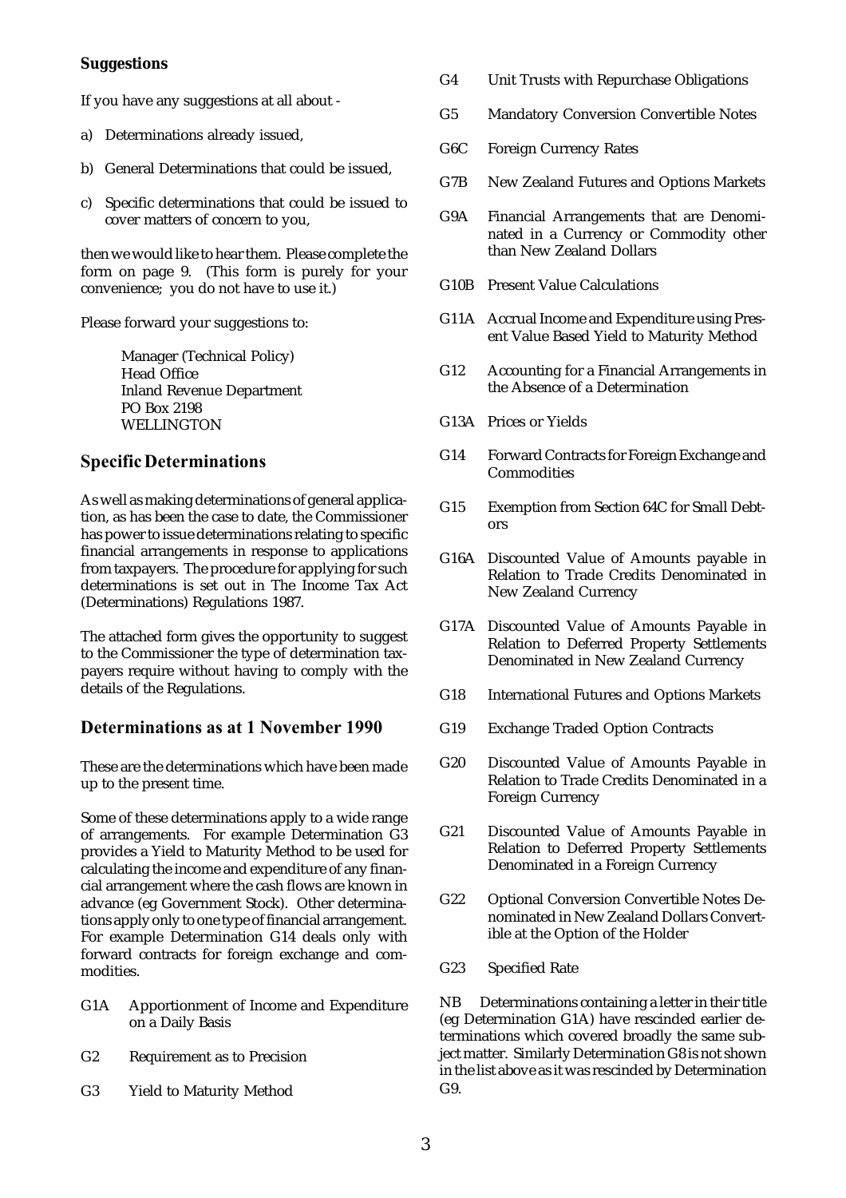### Suggestions

If you have any suggestions at all about -

a) Determinations already issued,

b) General Determinations that could be issued,

c) Specific determinations that could be issued to cover matters of concern to you,

then we would like to hear them. Please complete the form on page 9. (This form is purely for your convenience; you do not have to use it.)

Please forward your suggestions to:

Manager (Technical Policy)
Head Office
Inland Revenue Department
PO Box 2198
WELLINGTON

## Specific Determinations

As well as making determinations of general application, as has been the case to date, the Commissioner has power to issue determinations relating to specific financial arrangements in response to applications from taxpayers. The procedure for applying for such determinations is set out in The Income Tax Act (Determinations) Regulations 1987.

The attached form gives the opportunity to suggest to the Commissioner the type of determination taxpayers require without having to comply with the details of the Regulations.

## Determinations as at 1 November 1990

These are the determinations which have been made up to the present time.

Some of these determinations apply to a wide range of arrangements. For example Determination G3 provides a Yield to Maturity Method to be used for calculating the income and expenditure of any financial arrangement where the cash flows are known in advance (eg Government Stock). Other determinations apply only to one type of financial arrangement. For example Determination G14 deals only with forward contracts for foreign exchange and commodities.

- G1A Apportionment of Income and Expenditure on a Daily Basis
- G2 Requirement as to Precision
- G3 Yield to Maturity Method
- G4 Unit Trusts with Repurchase Obligations
- G5 Mandatory Conversion Convertible Notes
- G6C Foreign Currency Rates
- G7B New Zealand Futures and Options Markets
- G9A Financial Arrangements that are Denominated in a Currency or Commodity other than New Zealand Dollars
- G10B Present Value Calculations
- G11A Accrual Income and Expenditure using Present Value Based Yield to Maturity Method
- G12 Accounting for a Financial Arrangements in the Absence of a Determination
- G13A Prices or Yields
- G14 Forward Contracts for Foreign Exchange and Commodities
- G15 Exemption from Section 64C for Small Debtors
- G16A Discounted Value of Amounts payable in Relation to Trade Credits Denominated in New Zealand Currency
- G17A Discounted Value of Amounts Payable in Relation to Deferred Property Settlements Denominated in New Zealand Currency
- G18 International Futures and Options Markets
- G19 Exchange Traded Option Contracts
- G20 Discounted Value of Amounts Payable in Relation to Trade Credits Denominated in a Foreign Currency
- G21 Discounted Value of Amounts Payable in Relation to Deferred Property Settlements Denominated in a Foreign Currency
- G22 Optional Conversion Convertible Notes Denominated in New Zealand Dollars Convertible at the Option of the Holder
- G23 Specified Rate

NB Determinations containing a letter in their title (eg Determination G1A) have rescinded earlier determinations which covered broadly the same subject matter. Similarly Determination G8 is not shown in the list above as it was rescinded by Determination G9.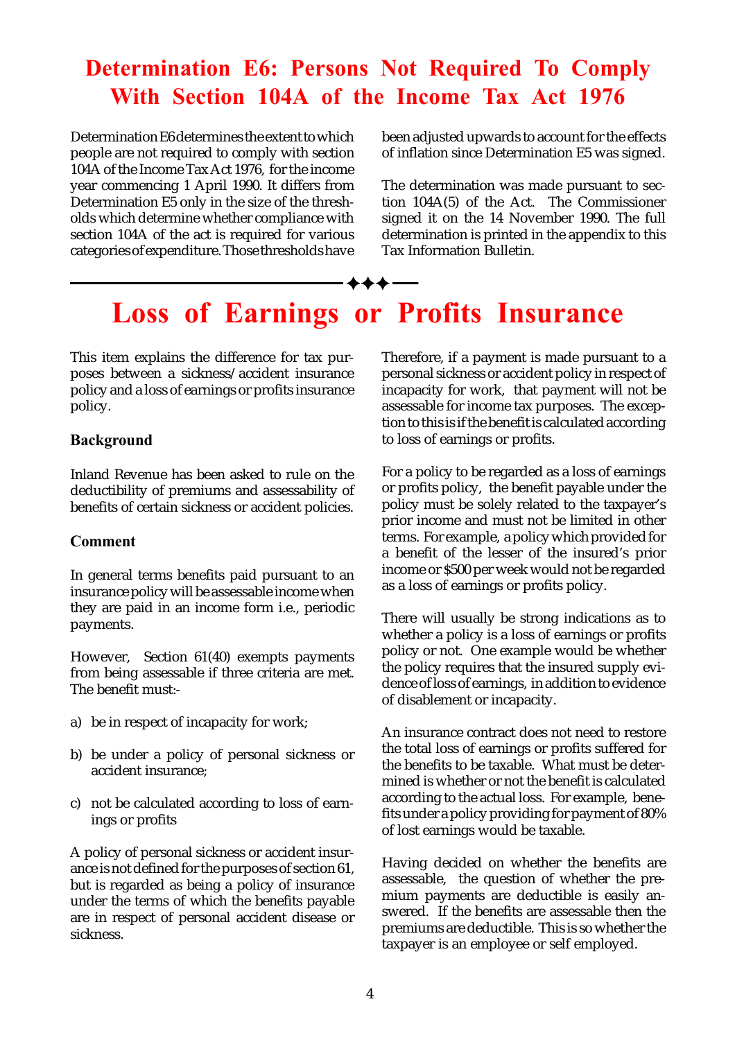# Determination E6: Persons Not Required To Comply With Section 104A of the Income Tax Act 1976

Determination E6 determines the extent to which people are not required to comply with section 104A of the Income Tax Act 1976, for the income year commencing 1 April 1990. It differs from Determination E5 only in the size of the thresholds which determine whether compliance with section 104A of the act is required for various categories of expenditure. Those thresholds have been adjusted upwards to account for the effects of inflation since Determination E5 was signed.

The determination was made pursuant to section 104A(5) of the Act. The Commissioner signed it on the 14 November 1990. The full determination is printed in the appendix to this Tax Information Bulletin.

# Loss of Earnings or Profits Insurance

This item explains the difference for tax purposes between a sickness/accident insurance policy and a loss of earnings or profits insurance policy.

### Background

Inland Revenue has been asked to rule on the deductibility of premiums and assessability of benefits of certain sickness or accident policies.

### Comment

In general terms benefits paid pursuant to an insurance policy will be assessable income when they are paid in an income form i.e., periodic payments.

However, Section 61(40) exempts payments from being assessable if three criteria are met. The benefit must:-

a) be in respect of incapacity for work;

b) be under a policy of personal sickness or accident insurance;

c) not be calculated according to loss of earnings or profits

A policy of personal sickness or accident insurance is not defined for the purposes of section 61, but is regarded as being a policy of insurance under the terms of which the benefits payable are in respect of personal accident disease or sickness.

Therefore, if a payment is made pursuant to a personal sickness or accident policy in respect of incapacity for work, that payment will not be assessable for income tax purposes. The exception to this is if the benefit is calculated according to loss of earnings or profits.

For a policy to be regarded as a loss of earnings or profits policy, the benefit payable under the policy must be solely related to the taxpayer's prior income and must not be limited in other terms. For example, a policy which provided for a benefit of the lesser of the insured's prior income or $500 per week would not be regarded as a loss of earnings or profits policy.

There will usually be strong indications as to whether a policy is a loss of earnings or profits policy or not. One example would be whether the policy requires that the insured supply evidence of loss of earnings, in addition to evidence of disablement or incapacity.

An insurance contract does not need to restore the total loss of earnings or profits suffered for the benefits to be taxable. What must be determined is whether or not the benefit is calculated according to the actual loss. For example, benefits under a policy providing for payment of 80% of lost earnings would be taxable.

Having decided on whether the benefits are assessable, the question of whether the premium payments are deductible is easily answered. If the benefits are assessable then the premiums are deductible. This is so whether the taxpayer is an employee or self employed.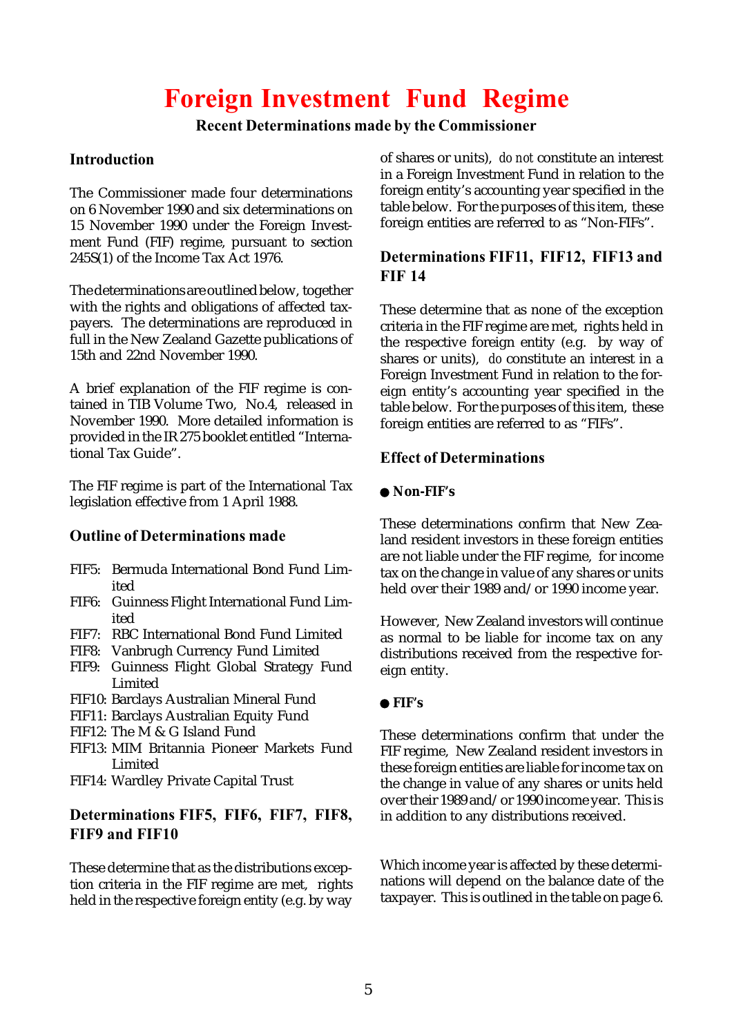# Foreign Investment Fund Regime

**Recent Determinations made by the Commissioner**

### Introduction

The Commissioner made four determinations on 6 November 1990 and six determinations on 15 November 1990 under the Foreign Investment Fund (FIF) regime, pursuant to section 245S(1) of the Income Tax Act 1976.

The determinations are outlined below, together with the rights and obligations of affected taxpayers. The determinations are reproduced in full in the New Zealand Gazette publications of 15th and 22nd November 1990.

A brief explanation of the FIF regime is contained in TIB Volume Two, No.4, released in November 1990. More detailed information is provided in the IR 275 booklet entitled "International Tax Guide".

The FIF regime is part of the International Tax legislation effective from 1 April 1988.

### Outline of Determinations made

- FIF5: Bermuda International Bond Fund Limited
- FIF6: Guinness Flight International Fund Limited
- FIF7: RBC International Bond Fund Limited
- FIF8: Vanbrugh Currency Fund Limited
- FIF9: Guinness Flight Global Strategy Fund Limited
- FIF10: Barclays Australian Mineral Fund
- FIF11: Barclays Australian Equity Fund
- FIF12: The M & G Island Fund
- FIF13: MIM Britannia Pioneer Markets Fund Limited
- FIF14: Wardley Private Capital Trust

### Determinations FIF5, FIF6, FIF7, FIF8, FIF9 and FIF10

These determine that as the distributions exception criteria in the FIF regime are met, rights held in the respective foreign entity (e.g. by way of shares or units), *do not* constitute an interest in a Foreign Investment Fund in relation to the foreign entity's accounting year specified in the table below. For the purposes of this item, these foreign entities are referred to as "Non-FIFs".

### Determinations FIF11, FIF12, FIF13 and FIF 14

These determine that as none of the exception criteria in the FIF regime are met, rights held in the respective foreign entity (e.g. by way of shares or units), *do* constitute an interest in a Foreign Investment Fund in relation to the foreign entity's accounting year specified in the table below. For the purposes of this item, these foreign entities are referred to as "FIFs".

### Effect of Determinations

**● Non-FIF's**

These determinations confirm that New Zealand resident investors in these foreign entities are not liable under the FIF regime, for income tax on the change in value of any shares or units held over their 1989 and/or 1990 income year.

However, New Zealand investors will continue as normal to be liable for income tax on any distributions received from the respective foreign entity.

**● FIF's**

These determinations confirm that under the FIF regime, New Zealand resident investors in these foreign entities are liable for income tax on the change in value of any shares or units held over their 1989 and/or 1990 income year. This is in addition to any distributions received.

Which income year is affected by these determinations will depend on the balance date of the taxpayer. This is outlined in the table on page 6.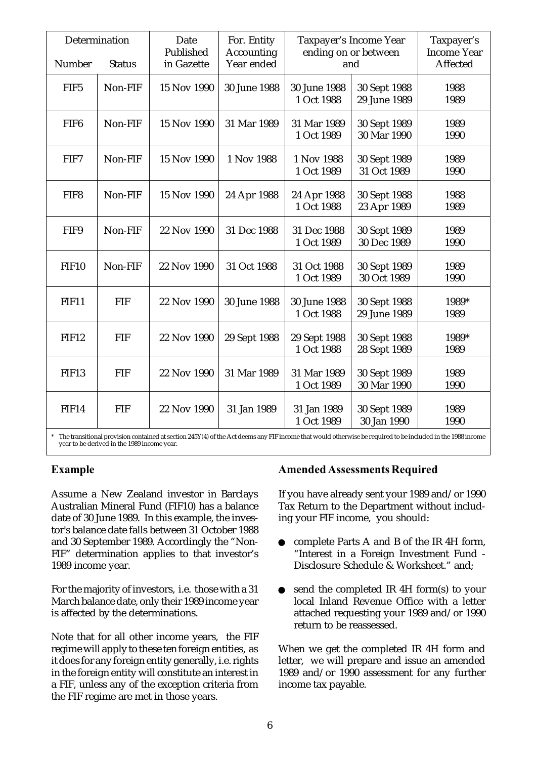| Determination | | Date Published in Gazette | For. Entity Accounting Year ended | Taxpayer's Income Year ending on or between and | | Taxpayer's Income Year Affected |
|---|---|---|---|---|---|---|
| Number | Status | | | | | |
| FIF5 | Non-FIF | 15 Nov 1990 | 30 June 1988 | 30 June 1988<br>1 Oct 1988 | 30 Sept 1988<br>29 June 1989 | 1988<br>1989 |
| FIF6 | Non-FIF | 15 Nov 1990 | 31 Mar 1989 | 31 Mar 1989<br>1 Oct 1989 | 30 Sept 1989<br>30 Mar 1990 | 1989<br>1990 |
| FIF7 | Non-FIF | 15 Nov 1990 | 1 Nov 1988 | 1 Nov 1988<br>1 Oct 1989 | 30 Sept 1989<br>31 Oct 1989 | 1989<br>1990 |
| FIF8 | Non-FIF | 15 Nov 1990 | 24 Apr 1988 | 24 Apr 1988<br>1 Oct 1988 | 30 Sept 1988<br>23 Apr 1989 | 1988<br>1989 |
| FIF9 | Non-FIF | 22 Nov 1990 | 31 Dec 1988 | 31 Dec 1988<br>1 Oct 1989 | 30 Sept 1989<br>30 Dec 1989 | 1989<br>1990 |
| FIF10 | Non-FIF | 22 Nov 1990 | 31 Oct 1988 | 31 Oct 1988<br>1 Oct 1989 | 30 Sept 1989<br>30 Oct 1989 | 1989<br>1990 |
| FIF11 | FIF | 22 Nov 1990 | 30 June 1988 | 30 June 1988<br>1 Oct 1988 | 30 Sept 1988<br>29 June 1989 | 1989*<br>1989 |
| FIF12 | FIF | 22 Nov 1990 | 29 Sept 1988 | 29 Sept 1988<br>1 Oct 1988 | 30 Sept 1988<br>28 Sept 1989 | 1989*<br>1989 |
| FIF13 | FIF | 22 Nov 1990 | 31 Mar 1989 | 31 Mar 1989<br>1 Oct 1989 | 30 Sept 1989<br>30 Mar 1990 | 1989<br>1990 |
| FIF14 | FIF | 22 Nov 1990 | 31 Jan 1989 | 31 Jan 1989<br>1 Oct 1989 | 30 Sept 1989<br>30 Jan 1990 | 1989<br>1990 |

\* The transitional provision contained at section 245Y(4) of the Act deems any FIF income that would otherwise be required to be included in the 1988 income year to be derived in the 1989 income year.

### Example

Assume a New Zealand investor in Barclays Australian Mineral Fund (FIF10) has a balance date of 30 June 1989. In this example, the investor's balance date falls between 31 October 1988 and 30 September 1989. Accordingly the "Non-FIF" determination applies to that investor's 1989 income year.

For the majority of investors, i.e. those with a 31 March balance date, only their 1989 income year is affected by the determinations.

Note that for all other income years, the FIF regime will apply to these ten foreign entities, as it does for any foreign entity generally, i.e. rights in the foreign entity will constitute an interest in a FIF, unless any of the exception criteria from the FIF regime are met in those years.

### Amended Assessments Required

If you have already sent your 1989 and/or 1990 Tax Return to the Department without including your FIF income, you should:

- complete Parts A and B of the IR 4H form, "Interest in a Foreign Investment Fund - Disclosure Schedule & Worksheet." and;
- send the completed IR 4H form(s) to your local Inland Revenue Office with a letter attached requesting your 1989 and/or 1990 return to be reassessed.

When we get the completed IR 4H form and letter, we will prepare and issue an amended 1989 and/or 1990 assessment for any further income tax payable.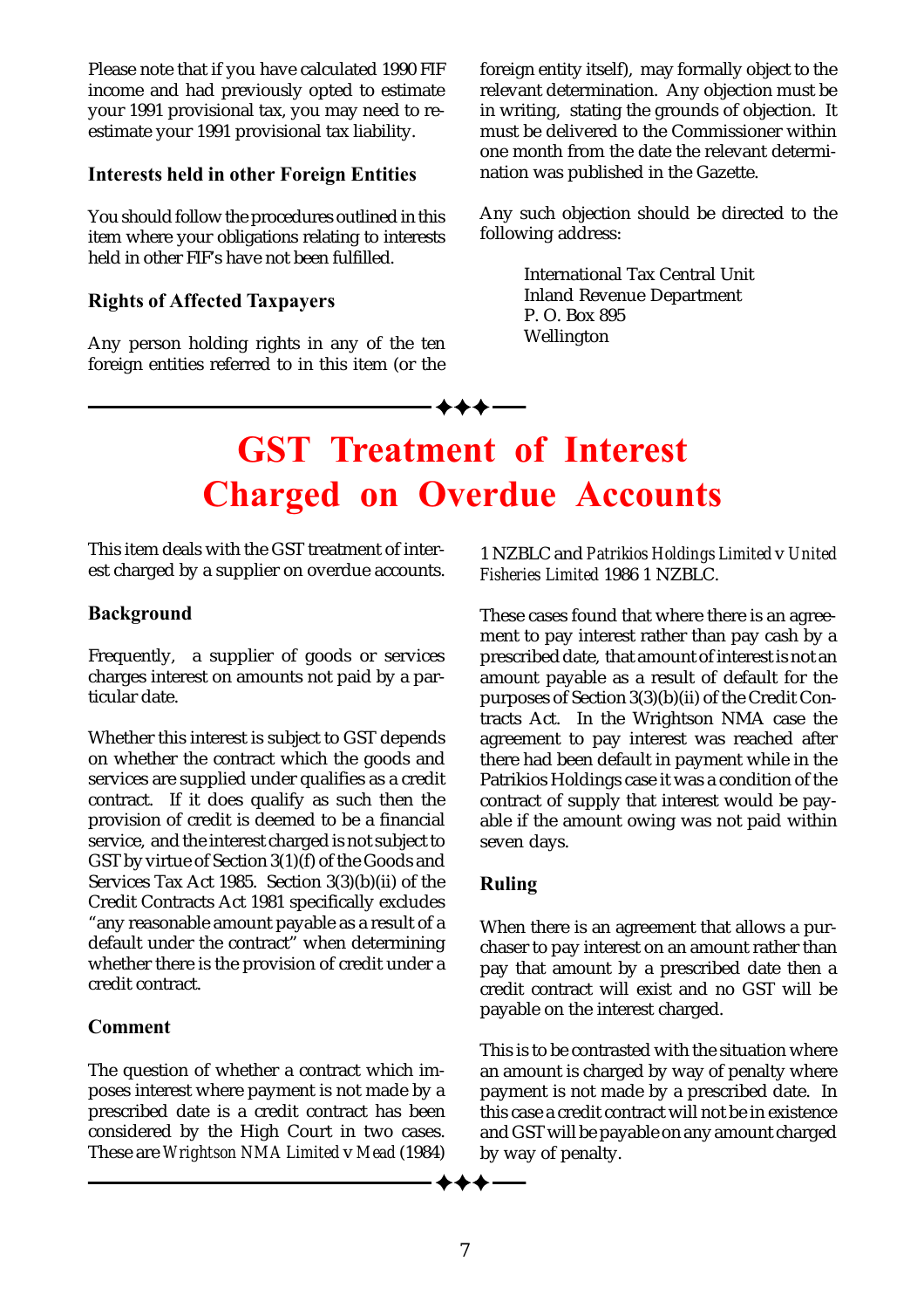Please note that if you have calculated 1990 FIF income and had previously opted to estimate your 1991 provisional tax, you may need to re-estimate your 1991 provisional tax liability.

### Interests held in other Foreign Entities

You should follow the procedures outlined in this item where your obligations relating to interests held in other FIF's have not been fulfilled.

### Rights of Affected Taxpayers

Any person holding rights in any of the ten foreign entities referred to in this item (or the foreign entity itself), may formally object to the relevant determination. Any objection must be in writing, stating the grounds of objection. It must be delivered to the Commissioner within one month from the date the relevant determination was published in the Gazette.

Any such objection should be directed to the following address:

International Tax Central Unit
Inland Revenue Department
P. O. Box 895
Wellington

---

# GST Treatment of Interest Charged on Overdue Accounts

This item deals with the GST treatment of interest charged by a supplier on overdue accounts.

### Background

Frequently, a supplier of goods or services charges interest on amounts not paid by a particular date.

Whether this interest is subject to GST depends on whether the contract which the goods and services are supplied under qualifies as a credit contract. If it does qualify as such then the provision of credit is deemed to be a financial service, and the interest charged is not subject to GST by virtue of Section 3(1)(f) of the Goods and Services Tax Act 1985. Section 3(3)(b)(ii) of the Credit Contracts Act 1981 specifically excludes "any reasonable amount payable as a result of a default under the contract" when determining whether there is the provision of credit under a credit contract.

### Comment

The question of whether a contract which imposes interest where payment is not made by a prescribed date is a credit contract has been considered by the High Court in two cases. These are *Wrightson NMA Limited* v *Mead* (1984) 1 NZBLC and *Patrikios Holdings Limited* v *United Fisheries Limited* 1986 1 NZBLC.

These cases found that where there is an agreement to pay interest rather than pay cash by a prescribed date, that amount of interest is not an amount payable as a result of default for the purposes of Section 3(3)(b)(ii) of the Credit Contracts Act. In the Wrightson NMA case the agreement to pay interest was reached after there had been default in payment while in the Patrikios Holdings case it was a condition of the contract of supply that interest would be payable if the amount owing was not paid within seven days.

### Ruling

When there is an agreement that allows a purchaser to pay interest on an amount rather than pay that amount by a prescribed date then a credit contract will exist and no GST will be payable on the interest charged.

This is to be contrasted with the situation where an amount is charged by way of penalty where payment is not made by a prescribed date. In this case a credit contract will not be in existence and GST will be payable on any amount charged by way of penalty.

---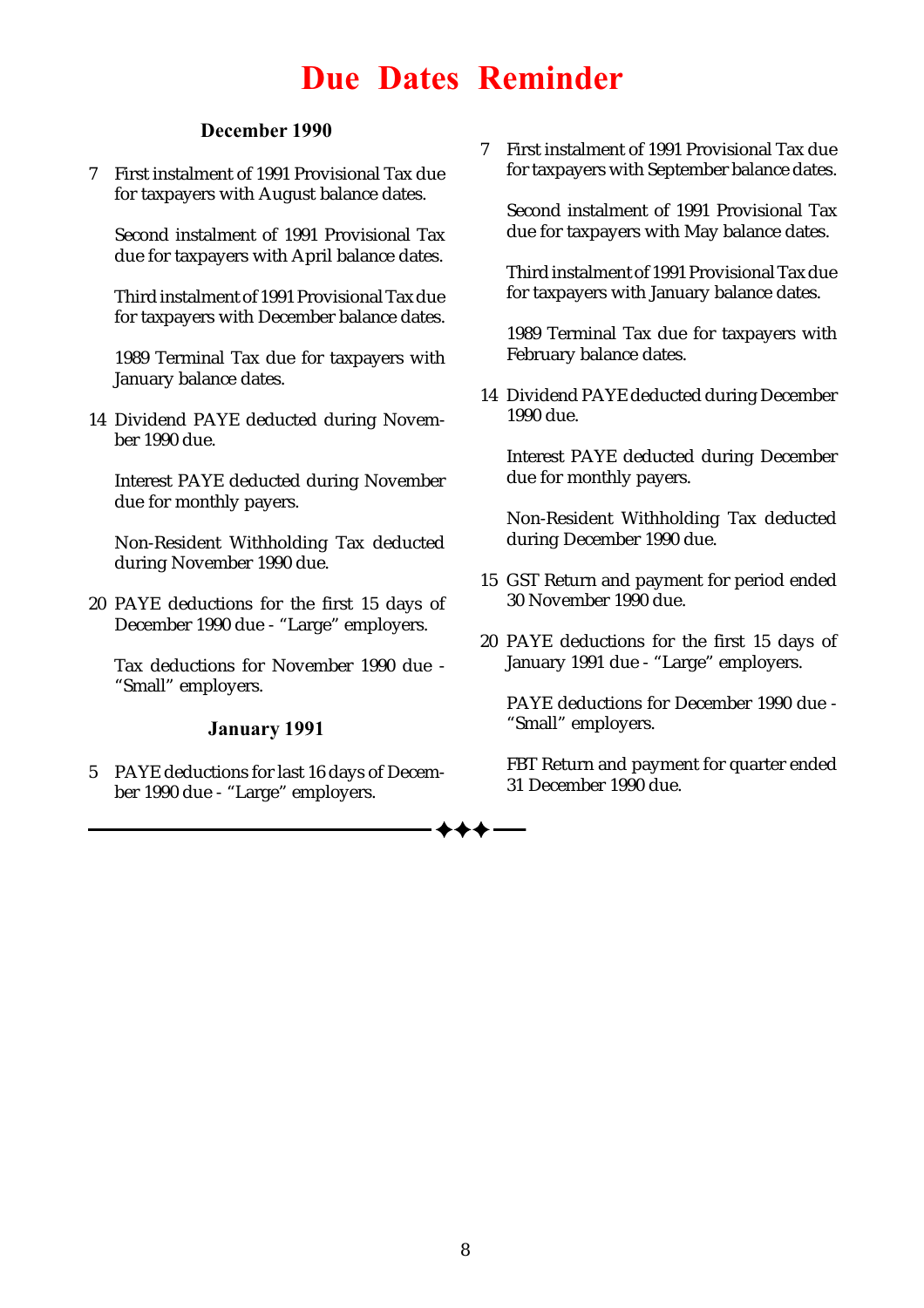# Due Dates Reminder

## December 1990

7 First instalment of 1991 Provisional Tax due for taxpayers with August balance dates.

Second instalment of 1991 Provisional Tax due for taxpayers with April balance dates.

Third instalment of 1991 Provisional Tax due for taxpayers with December balance dates.

1989 Terminal Tax due for taxpayers with January balance dates.

14 Dividend PAYE deducted during November 1990 due.

Interest PAYE deducted during November due for monthly payers.

Non-Resident Withholding Tax deducted during November 1990 due.

20 PAYE deductions for the first 15 days of December 1990 due - "Large" employers.

Tax deductions for November 1990 due - "Small" employers.

## January 1991

5 PAYE deductions for last 16 days of December 1990 due - "Large" employers.

7 First instalment of 1991 Provisional Tax due for taxpayers with September balance dates.

Second instalment of 1991 Provisional Tax due for taxpayers with May balance dates.

Third instalment of 1991 Provisional Tax due for taxpayers with January balance dates.

1989 Terminal Tax due for taxpayers with February balance dates.

14 Dividend PAYE deducted during December 1990 due.

Interest PAYE deducted during December due for monthly payers.

Non-Resident Withholding Tax deducted during December 1990 due.

15 GST Return and payment for period ended 30 November 1990 due.

20 PAYE deductions for the first 15 days of January 1991 due - "Large" employers.

PAYE deductions for December 1990 due - "Small" employers.

FBT Return and payment for quarter ended 31 December 1990 due.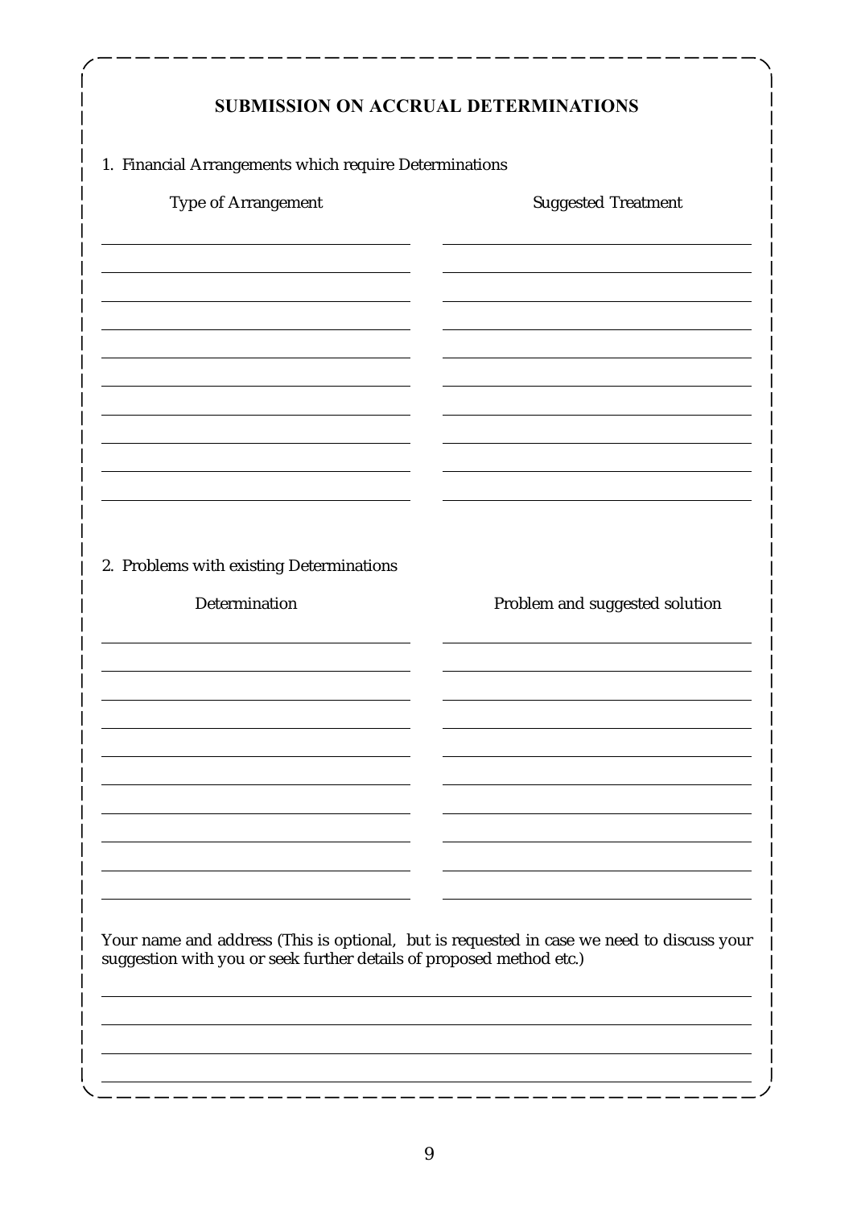## SUBMISSION ON ACCRUAL DETERMINATIONS

1. Financial Arrangements which require Determinations

| Type of Arrangement | Suggested Treatment |
| --- | --- |
| | |
| | |
| | |
| | |
| | |
| | |
| | |
| | |
| | |
| | |

2. Problems with existing Determinations

| Determination | Problem and suggested solution |
| --- | --- |
| | |
| | |
| | |
| | |
| | |
| | |
| | |
| | |
| | |
| | |

Your name and address (This is optional, but is requested in case we need to discuss your suggestion with you or seek further details of proposed method etc.)

\_\_\_\_\_\_\_\_\_\_\_\_\_\_\_\_\_\_\_\_\_\_\_\_\_\_\_\_\_\_\_\_\_\_\_\_\_\_\_\_

\_\_\_\_\_\_\_\_\_\_\_\_\_\_\_\_\_\_\_\_\_\_\_\_\_\_\_\_\_\_\_\_\_\_\_\_\_\_\_\_

\_\_\_\_\_\_\_\_\_\_\_\_\_\_\_\_\_\_\_\_\_\_\_\_\_\_\_\_\_\_\_\_\_\_\_\_\_\_\_\_

\_\_\_\_\_\_\_\_\_\_\_\_\_\_\_\_\_\_\_\_\_\_\_\_\_\_\_\_\_\_\_\_\_\_\_\_\_\_\_\_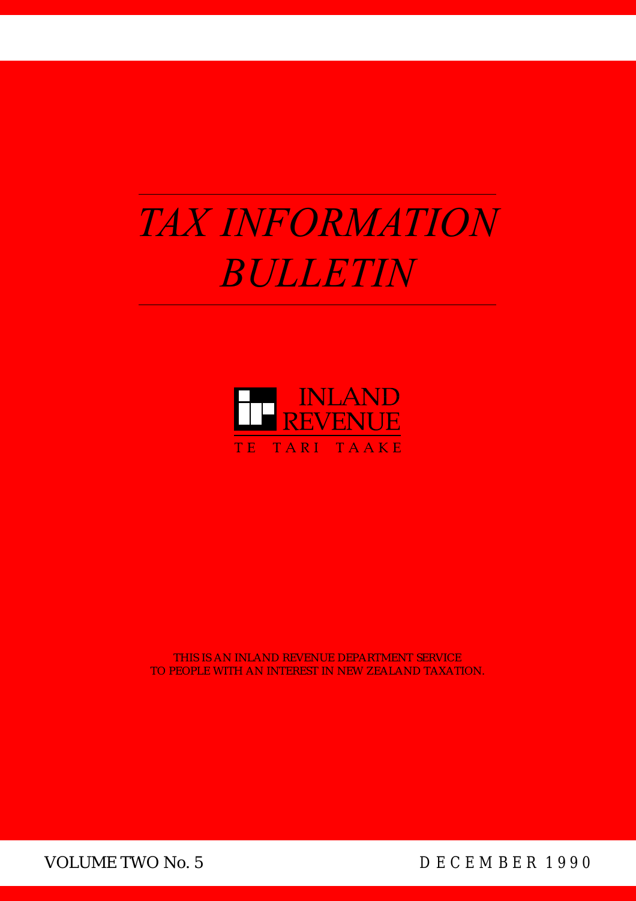# TAX INFORMATION BULLETIN

INLAND REVENUE

TE TARI TAAKE

THIS IS AN INLAND REVENUE DEPARTMENT SERVICE
TO PEOPLE WITH AN INTEREST IN NEW ZEALAND TAXATION.

VOLUME TWO No. 5

DECEMBER 1990